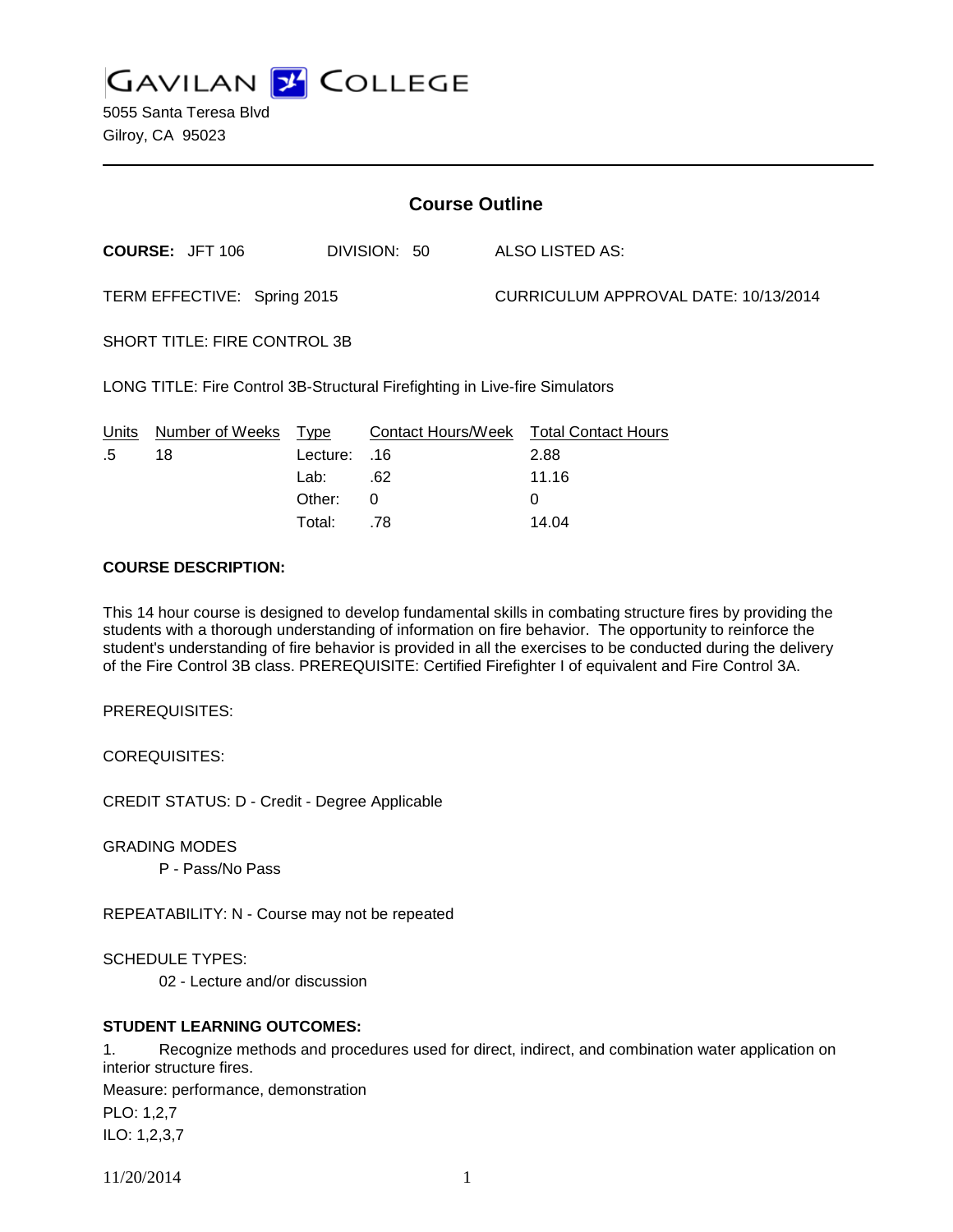# GAVILAN COLLEGE

5055 Santa Teresa Blvd
Gilroy, CA 95023

## Course Outline

**COURSE:** JFT 106 DIVISION: 50 ALSO LISTED AS:

TERM EFFECTIVE: Spring 2015 CURRICULUM APPROVAL DATE: 10/13/2014

SHORT TITLE: FIRE CONTROL 3B

LONG TITLE: Fire Control 3B-Structural Firefighting in Live-fire Simulators

| Units | Number of Weeks | Type | Contact Hours/Week | Total Contact Hours |
|---|---|---|---|---|
| .5 | 18 | Lecture: | .16 | 2.88 |
| | | Lab: | .62 | 11.16 |
| | | Other: | 0 | 0 |
| | | Total: | .78 | 14.04 |

**COURSE DESCRIPTION:**

This 14 hour course is designed to develop fundamental skills in combating structure fires by providing the students with a thorough understanding of information on fire behavior. The opportunity to reinforce the student's understanding of fire behavior is provided in all the exercises to be conducted during the delivery of the Fire Control 3B class. PREREQUISITE: Certified Firefighter I of equivalent and Fire Control 3A.

PREREQUISITES:

COREQUISITES:

CREDIT STATUS: D - Credit - Degree Applicable

GRADING MODES

P - Pass/No Pass

REPEATABILITY: N - Course may not be repeated

SCHEDULE TYPES:

02 - Lecture and/or discussion

**STUDENT LEARNING OUTCOMES:**

1. Recognize methods and procedures used for direct, indirect, and combination water application on interior structure fires.

Measure: performance, demonstration

PLO: 1,2,7

ILO: 1,2,3,7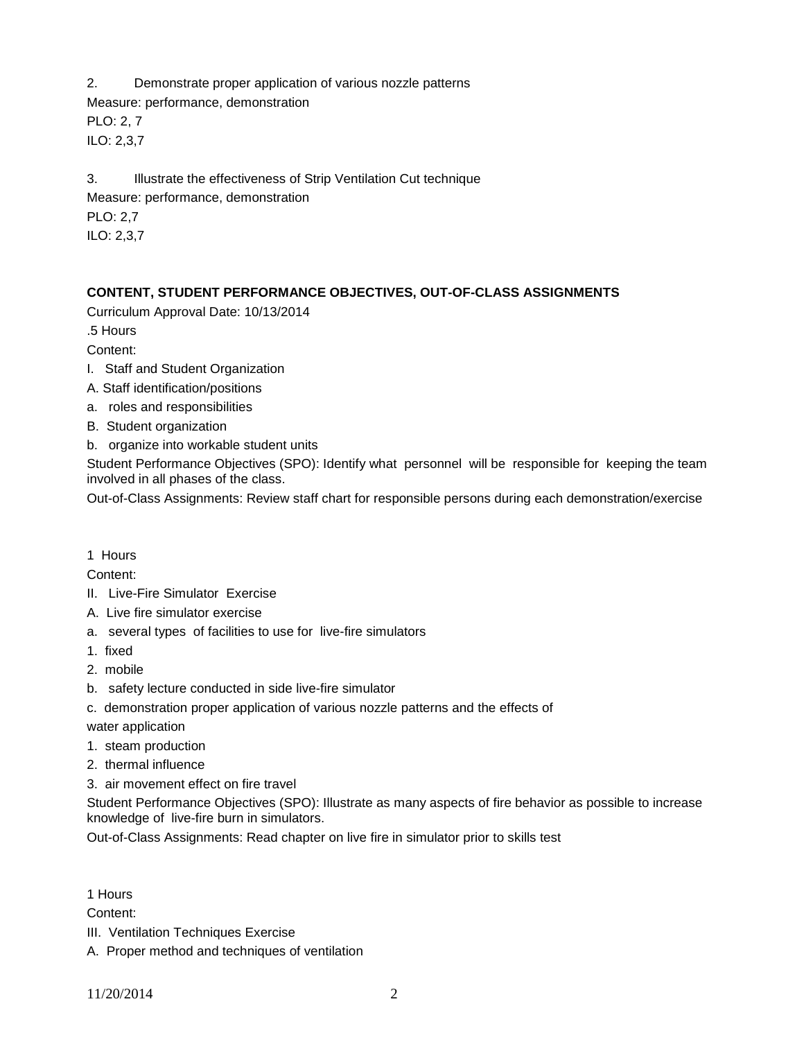2. Demonstrate proper application of various nozzle patterns

Measure: performance, demonstration

PLO: 2, 7

ILO: 2,3,7

3. Illustrate the effectiveness of Strip Ventilation Cut technique

Measure: performance, demonstration

PLO: 2,7

ILO: 2,3,7

**CONTENT, STUDENT PERFORMANCE OBJECTIVES, OUT-OF-CLASS ASSIGNMENTS**

Curriculum Approval Date: 10/13/2014

.5 Hours

Content:

I. Staff and Student Organization

A. Staff identification/positions

a. roles and responsibilities

B. Student organization

b. organize into workable student units

Student Performance Objectives (SPO): Identify what personnel will be responsible for keeping the team involved in all phases of the class.

Out-of-Class Assignments: Review staff chart for responsible persons during each demonstration/exercise

1 Hours

Content:

II. Live-Fire Simulator Exercise

A. Live fire simulator exercise

a. several types of facilities to use for live-fire simulators

1. fixed

2. mobile

b. safety lecture conducted in side live-fire simulator

c. demonstration proper application of various nozzle patterns and the effects of water application

1. steam production

2. thermal influence

3. air movement effect on fire travel

Student Performance Objectives (SPO): Illustrate as many aspects of fire behavior as possible to increase knowledge of live-fire burn in simulators.

Out-of-Class Assignments: Read chapter on live fire in simulator prior to skills test

1 Hours

Content:

III. Ventilation Techniques Exercise

A. Proper method and techniques of ventilation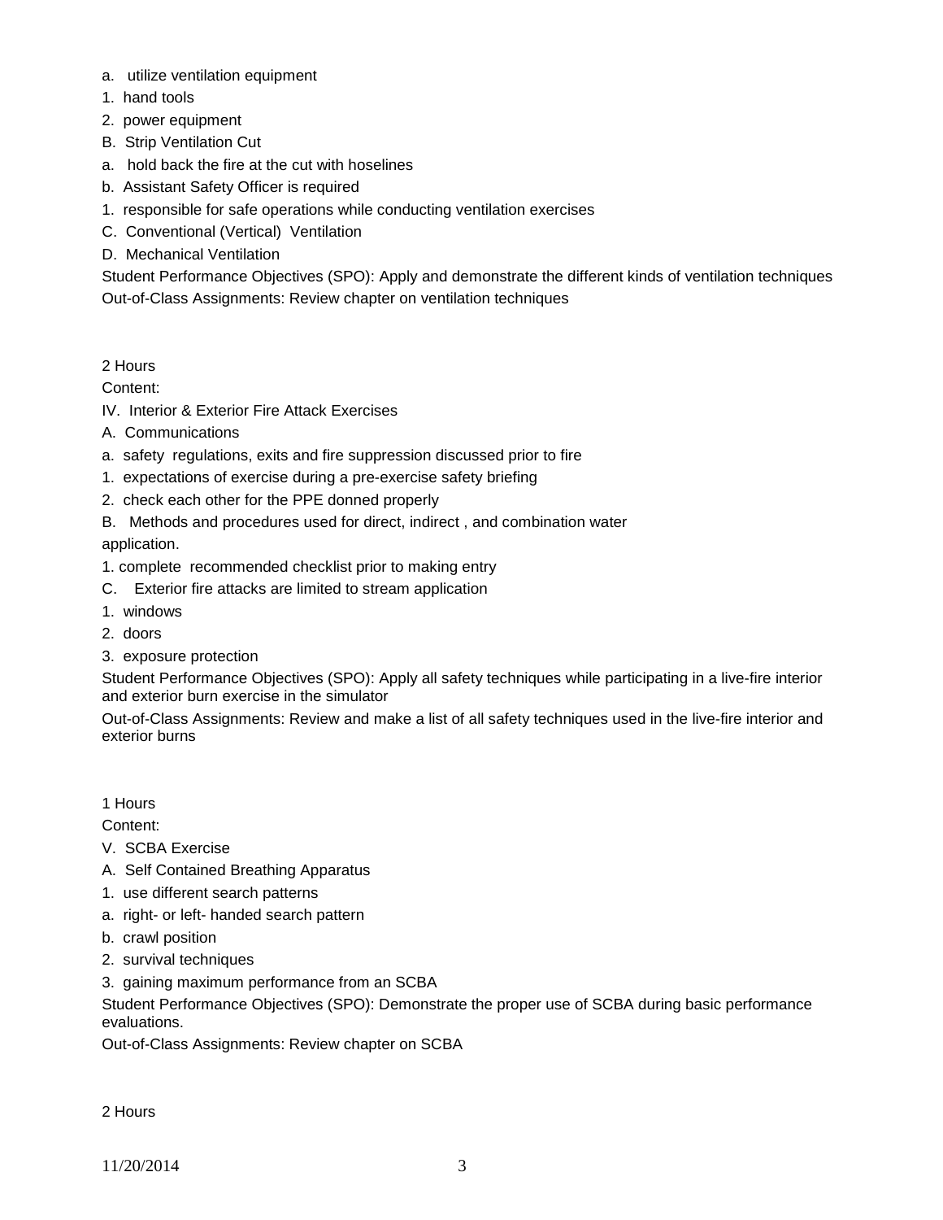a. utilize ventilation equipment

1. hand tools
2. power equipment

B. Strip Ventilation Cut

a. hold back the fire at the cut with hoselines

b. Assistant Safety Officer is required

1. responsible for safe operations while conducting ventilation exercises

C. Conventional (Vertical) Ventilation

D. Mechanical Ventilation

Student Performance Objectives (SPO): Apply and demonstrate the different kinds of ventilation techniques

Out-of-Class Assignments: Review chapter on ventilation techniques

2 Hours

Content:

IV. Interior & Exterior Fire Attack Exercises

A. Communications

a. safety regulations, exits and fire suppression discussed prior to fire

1. expectations of exercise during a pre-exercise safety briefing
2. check each other for the PPE donned properly

B. Methods and procedures used for direct, indirect , and combination water application.

1. complete recommended checklist prior to making entry

C. Exterior fire attacks are limited to stream application

1. windows
2. doors
3. exposure protection

Student Performance Objectives (SPO): Apply all safety techniques while participating in a live-fire interior and exterior burn exercise in the simulator

Out-of-Class Assignments: Review and make a list of all safety techniques used in the live-fire interior and exterior burns

1 Hours

Content:

V. SCBA Exercise

A. Self Contained Breathing Apparatus

1. use different search patterns

a. right- or left- handed search pattern

b. crawl position

2. survival techniques
3. gaining maximum performance from an SCBA

Student Performance Objectives (SPO): Demonstrate the proper use of SCBA during basic performance evaluations.

Out-of-Class Assignments: Review chapter on SCBA

2 Hours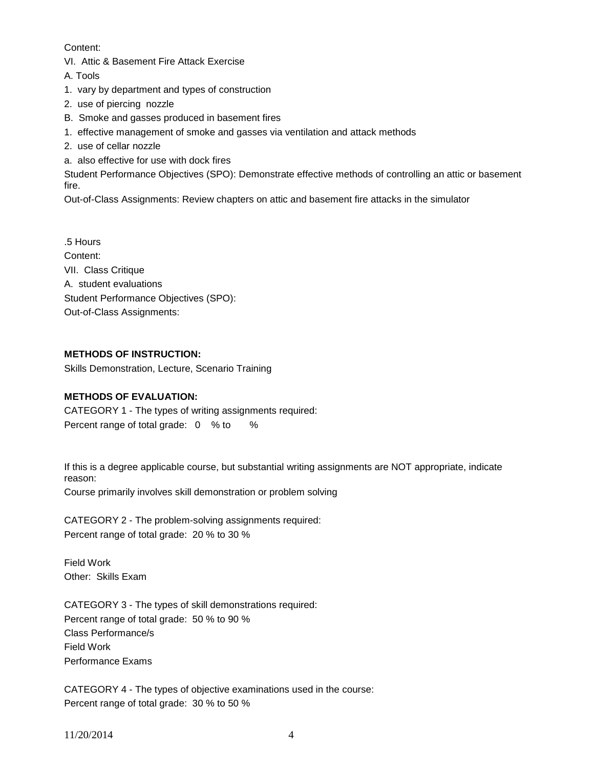Content:

VI. Attic & Basement Fire Attack Exercise

A. Tools

1. vary by department and types of construction
2. use of piercing nozzle

B. Smoke and gasses produced in basement fires

1. effective management of smoke and gasses via ventilation and attack methods
2. use of cellar nozzle

a. also effective for use with dock fires

Student Performance Objectives (SPO): Demonstrate effective methods of controlling an attic or basement fire.

Out-of-Class Assignments: Review chapters on attic and basement fire attacks in the simulator

.5 Hours

Content:

VII. Class Critique

A. student evaluations

Student Performance Objectives (SPO):

Out-of-Class Assignments:

**METHODS OF INSTRUCTION:**

Skills Demonstration, Lecture, Scenario Training

**METHODS OF EVALUATION:**

CATEGORY 1 - The types of writing assignments required:

Percent range of total grade: 0 % to %

If this is a degree applicable course, but substantial writing assignments are NOT appropriate, indicate reason:

Course primarily involves skill demonstration or problem solving

CATEGORY 2 - The problem-solving assignments required:

Percent range of total grade: 20 % to 30 %

Field Work

Other: Skills Exam

CATEGORY 3 - The types of skill demonstrations required:

Percent range of total grade: 50 % to 90 %

Class Performance/s

Field Work

Performance Exams

CATEGORY 4 - The types of objective examinations used in the course:

Percent range of total grade: 30 % to 50 %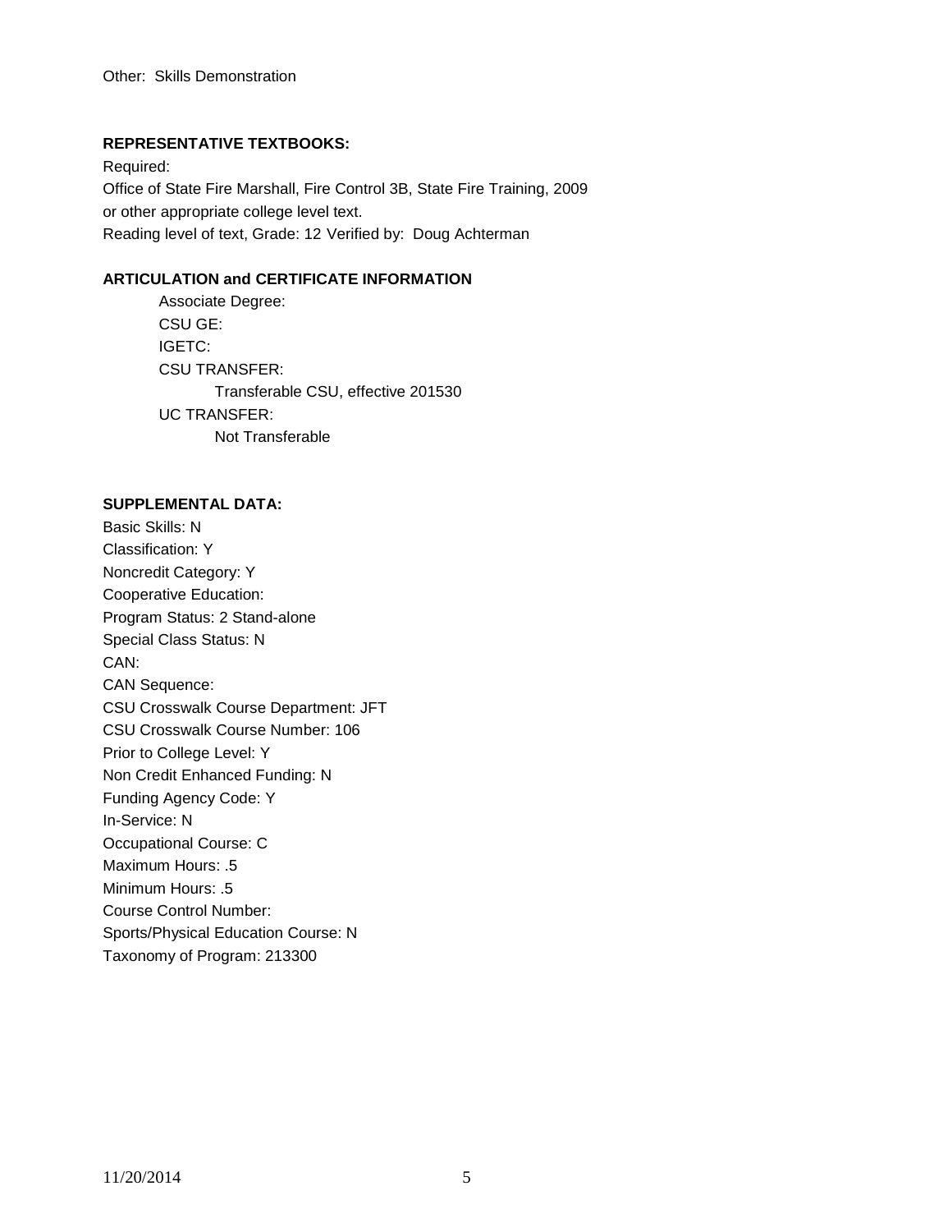Other: Skills Demonstration

**REPRESENTATIVE TEXTBOOKS:**

Required:

Office of State Fire Marshall, Fire Control 3B, State Fire Training, 2009

or other appropriate college level text.

Reading level of text, Grade: 12 Verified by: Doug Achterman

**ARTICULATION and CERTIFICATE INFORMATION**

Associate Degree:

CSU GE:

IGETC:

CSU TRANSFER:

Transferable CSU, effective 201530

UC TRANSFER:

Not Transferable

**SUPPLEMENTAL DATA:**

Basic Skills: N

Classification: Y

Noncredit Category: Y

Cooperative Education:

Program Status: 2 Stand-alone

Special Class Status: N

CAN:

CAN Sequence:

CSU Crosswalk Course Department: JFT

CSU Crosswalk Course Number: 106

Prior to College Level: Y

Non Credit Enhanced Funding: N

Funding Agency Code: Y

In-Service: N

Occupational Course: C

Maximum Hours: .5

Minimum Hours: .5

Course Control Number:

Sports/Physical Education Course: N

Taxonomy of Program: 213300